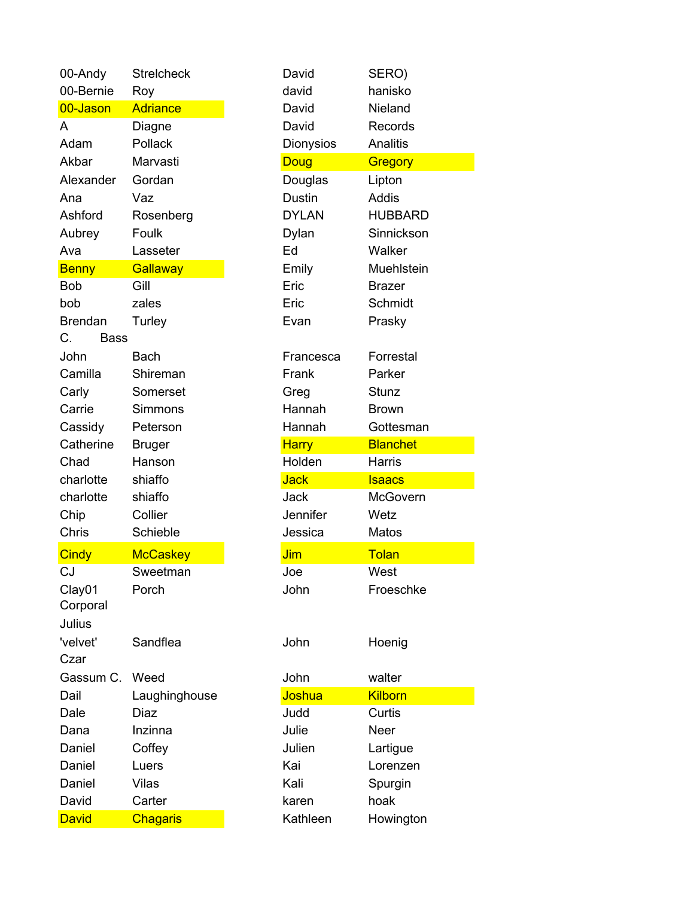| | | | |
|---|---|---|---|
| 00-Andy | Strelcheck | David | SERO) |
| 00-Bernie | Roy | david | hanisko |
| 00-Jason | Adriance | David | Nieland |
| A | Diagne | David | Records |
| Adam | Pollack | Dionysios | Analitis |
| Akbar | Marvasti | Doug | Gregory |
| Alexander | Gordan | Douglas | Lipton |
| Ana | Vaz | Dustin | Addis |
| Ashford | Rosenberg | DYLAN | HUBBARD |
| Aubrey | Foulk | Dylan | Sinnickson |
| Ava | Lasseter | Ed | Walker |
| Benny | Gallaway | Emily | Muehlstein |
| Bob | Gill | Eric | Brazer |
| bob | zales | Eric | Schmidt |
| Brendan | Turley | Evan | Prasky |
| C. Bass | | | |
| John | Bach | Francesca | Forrestal |
| Camilla | Shireman | Frank | Parker |
| Carly | Somerset | Greg | Stunz |
| Carrie | Simmons | Hannah | Brown |
| Cassidy | Peterson | Hannah | Gottesman |
| Catherine | Bruger | Harry | Blanchet |
| Chad | Hanson | Holden | Harris |
| charlotte | shiaffo | Jack | Isaacs |
| charlotte | shiaffo | Jack | McGovern |
| Chip | Collier | Jennifer | Wetz |
| Chris | Schieble | Jessica | Matos |
| Cindy | McCaskey | Jim | Tolan |
| CJ | Sweetman | Joe | West |
| Clay01 | Porch | John | Froeschke |
| Corporal Julius 'velvet' | Sandflea | John | Hoenig |
| Czar Gassum C. | Weed | John | walter |
| Dail | Laughinghouse | Joshua | Kilborn |
| Dale | Diaz | Judd | Curtis |
| Dana | Inzinna | Julie | Neer |
| Daniel | Coffey | Julien | Lartigue |
| Daniel | Luers | Kai | Lorenzen |
| Daniel | Vilas | Kali | Spurgin |
| David | Carter | karen | hoak |
| David | Chagaris | Kathleen | Howington |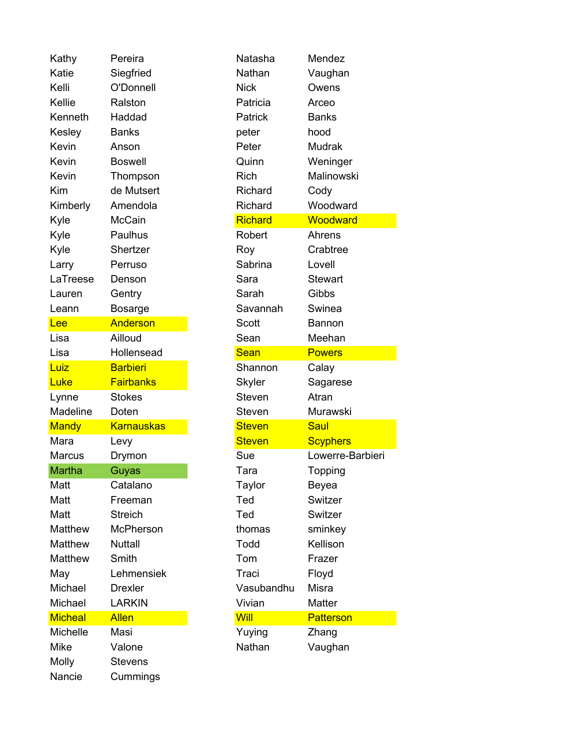| | |
|---|---|
| Kathy | Pereira |
| Katie | Siegfried |
| Kelli | O'Donnell |
| Kellie | Ralston |
| Kenneth | Haddad |
| Kesley | Banks |
| Kevin | Anson |
| Kevin | Boswell |
| Kevin | Thompson |
| Kim | de Mutsert |
| Kimberly | Amendola |
| Kyle | McCain |
| Kyle | Paulhus |
| Kyle | Shertzer |
| Larry | Perruso |
| LaTreese | Denson |
| Lauren | Gentry |
| Leann | Bosarge |
| Lee | Anderson |
| Lisa | Ailloud |
| Lisa | Hollensead |
| Luiz | Barbieri |
| Luke | Fairbanks |
| Lynne | Stokes |
| Madeline | Doten |
| Mandy | Karnauskas |
| Mara | Levy |
| Marcus | Drymon |
| Martha | Guyas |
| Matt | Catalano |
| Matt | Freeman |
| Matt | Streich |
| Matthew | McPherson |
| Matthew | Nuttall |
| Matthew | Smith |
| May | Lehmensiek |
| Michael | Drexler |
| Michael | LARKIN |
| Micheal | Allen |
| Michelle | Masi |
| Mike | Valone |
| Molly | Stevens |
| Nancie | Cummings |
| Natasha | Mendez |
| Nathan | Vaughan |
| Nick | Owens |
| Patricia | Arceo |
| Patrick | Banks |
| peter | hood |
| Peter | Mudrak |
| Quinn | Weninger |
| Rich | Malinowski |
| Richard | Cody |
| Richard | Woodward |
| Richard | Woodward |
| Robert | Ahrens |
| Roy | Crabtree |
| Sabrina | Lovell |
| Sara | Stewart |
| Sarah | Gibbs |
| Savannah | Swinea |
| Scott | Bannon |
| Sean | Meehan |
| Sean | Powers |
| Shannon | Calay |
| Skyler | Sagarese |
| Steven | Atran |
| Steven | Murawski |
| Steven | Saul |
| Steven | Scyphers |
| Sue | Lowerre-Barbieri |
| Tara | Topping |
| Taylor | Beyea |
| Ted | Switzer |
| Ted | Switzer |
| thomas | sminkey |
| Todd | Kellison |
| Tom | Frazer |
| Traci | Floyd |
| Vasubandhu | Misra |
| Vivian | Matter |
| Will | Patterson |
| Yuying | Zhang |
| Nathan | Vaughan |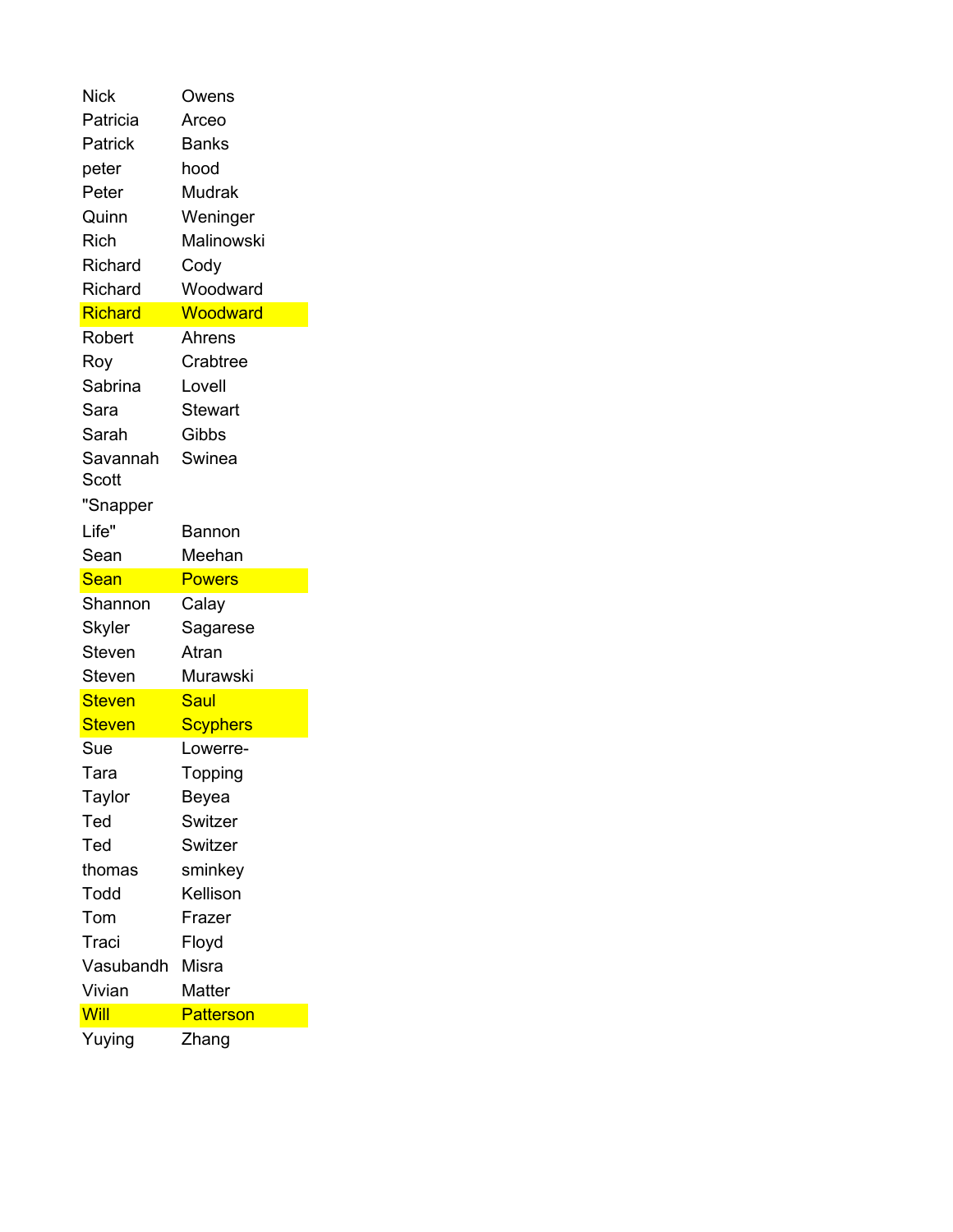| | |
|---|---|
| Nick | Owens |
| Patricia | Arceo |
| Patrick | Banks |
| peter | hood |
| Peter | Mudrak |
| Quinn | Weninger |
| Rich | Malinowski |
| Richard | Cody |
| Richard | Woodward |
| Richard | Woodward |
| Robert | Ahrens |
| Roy | Crabtree |
| Sabrina | Lovell |
| Sara | Stewart |
| Sarah | Gibbs |
| Savannah | Swinea |
| Scott "Snapper Life" | Bannon |
| Sean | Meehan |
| Sean | Powers |
| Shannon | Calay |
| Skyler | Sagarese |
| Steven | Atran |
| Steven | Murawski |
| Steven | Saul |
| Steven | Scyphers |
| Sue | Lowerre- |
| Tara | Topping |
| Taylor | Beyea |
| Ted | Switzer |
| Ted | Switzer |
| thomas | sminkey |
| Todd | Kellison |
| Tom | Frazer |
| Traci | Floyd |
| Vasubandh | Misra |
| Vivian | Matter |
| Will | Patterson |
| Yuying | Zhang |